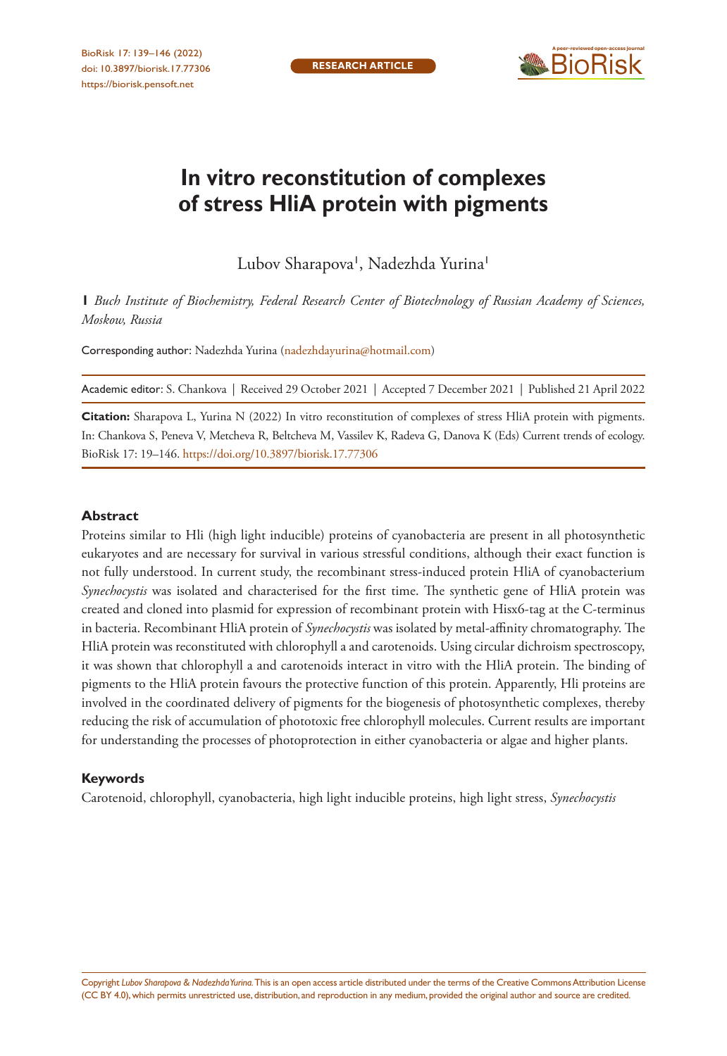RESEARCH ARTICLE

# In vitro reconstitution of complexes of stress HliA protein with pigments

Lubov Sharapova[1], Nadezhda Yurina[1]

**1** *Buch Institute of Biochemistry, Federal Research Center of Biotechnology of Russian Academy of Sciences, Moskow, Russia*

Corresponding author: Nadezhda Yurina (nadezhdayurina@hotmail.com)

Academic editor: S. Chankova | Received 29 October 2021 | Accepted 7 December 2021 | Published 21 April 2022

**Citation:** Sharapova L, Yurina N (2022) In vitro reconstitution of complexes of stress HliA protein with pigments. In: Chankova S, Peneva V, Metcheva R, Beltcheva M, Vassilev K, Radeva G, Danova K (Eds) Current trends of ecology. BioRisk 17: 19–146. https://doi.org/10.3897/biorisk.17.77306

## Abstract

Proteins similar to Hli (high light inducible) proteins of cyanobacteria are present in all photosynthetic eukaryotes and are necessary for survival in various stressful conditions, although their exact function is not fully understood. In current study, the recombinant stress-induced protein HliA of cyanobacterium *Synechocystis* was isolated and characterised for the first time. The synthetic gene of HliA protein was created and cloned into plasmid for expression of recombinant protein with Hisx6-tag at the C-terminus in bacteria. Recombinant HliA protein of *Synechocystis* was isolated by metal-affinity chromatography. The HliA protein was reconstituted with chlorophyll a and carotenoids. Using circular dichroism spectroscopy, it was shown that chlorophyll a and carotenoids interact in vitro with the HliA protein. The binding of pigments to the HliA protein favours the protective function of this protein. Apparently, Hli proteins are involved in the coordinated delivery of pigments for the biogenesis of photosynthetic complexes, thereby reducing the risk of accumulation of phototoxic free chlorophyll molecules. Current results are important for understanding the processes of photoprotection in either cyanobacteria or algae and higher plants.

## Keywords

Carotenoid, chlorophyll, cyanobacteria, high light inducible proteins, high light stress, *Synechocystis*

Copyright *Lubov Sharapova & Nadezhda Yurina.* This is an open access article distributed under the terms of the Creative Commons Attribution License (CC BY 4.0), which permits unrestricted use, distribution, and reproduction in any medium, provided the original author and source are credited.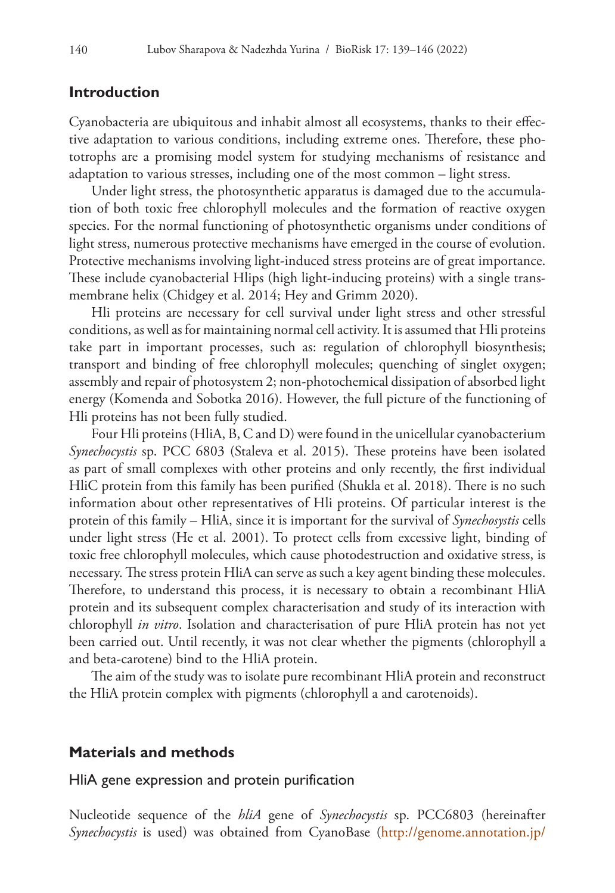## Introduction

Cyanobacteria are ubiquitous and inhabit almost all ecosystems, thanks to their effective adaptation to various conditions, including extreme ones. Therefore, these phototrophs are a promising model system for studying mechanisms of resistance and adaptation to various stresses, including one of the most common – light stress.

Under light stress, the photosynthetic apparatus is damaged due to the accumulation of both toxic free chlorophyll molecules and the formation of reactive oxygen species. For the normal functioning of photosynthetic organisms under conditions of light stress, numerous protective mechanisms have emerged in the course of evolution. Protective mechanisms involving light-induced stress proteins are of great importance. These include cyanobacterial Hlips (high light-inducing proteins) with a single transmembrane helix (Chidgey et al. 2014; Hey and Grimm 2020).

Hli proteins are necessary for cell survival under light stress and other stressful conditions, as well as for maintaining normal cell activity. It is assumed that Hli proteins take part in important processes, such as: regulation of chlorophyll biosynthesis; transport and binding of free chlorophyll molecules; quenching of singlet oxygen; assembly and repair of photosystem 2; non-photochemical dissipation of absorbed light energy (Komenda and Sobotka 2016). However, the full picture of the functioning of Hli proteins has not been fully studied.

Four Hli proteins (HliA, B, C and D) were found in the unicellular cyanobacterium *Synechocystis* sp. PCC 6803 (Staleva et al. 2015). These proteins have been isolated as part of small complexes with other proteins and only recently, the first individual HliC protein from this family has been purified (Shukla et al. 2018). There is no such information about other representatives of Hli proteins. Of particular interest is the protein of this family – HliA, since it is important for the survival of *Synechosystis* cells under light stress (He et al. 2001). To protect cells from excessive light, binding of toxic free chlorophyll molecules, which cause photodestruction and oxidative stress, is necessary. The stress protein HliA can serve as such a key agent binding these molecules. Therefore, to understand this process, it is necessary to obtain a recombinant HliA protein and its subsequent complex characterisation and study of its interaction with chlorophyll *in vitro*. Isolation and characterisation of pure HliA protein has not yet been carried out. Until recently, it was not clear whether the pigments (chlorophyll a and beta-carotene) bind to the HliA protein.

The aim of the study was to isolate pure recombinant HliA protein and reconstruct the HliA protein complex with pigments (chlorophyll a and carotenoids).

## Materials and methods

### HliA gene expression and protein purification

Nucleotide sequence of the *hliA* gene of *Synechocystis* sp. PCC6803 (hereinafter *Synechocystis* is used) was obtained from CyanoBase (http://genome.annotation.jp/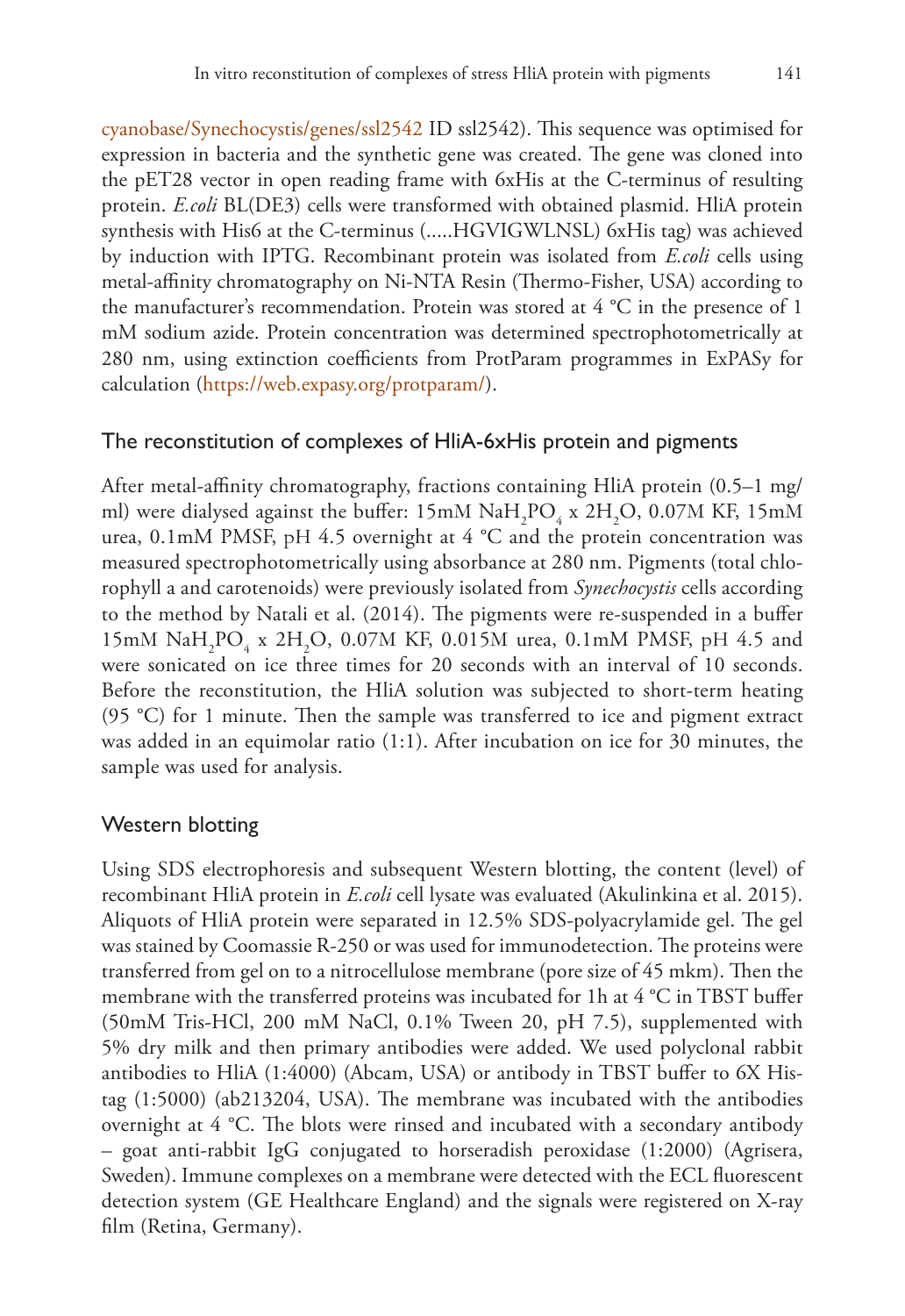cyanobase/Synechocystis/genes/ssl2542 ID ssl2542). This sequence was optimised for expression in bacteria and the synthetic gene was created. The gene was cloned into the pET28 vector in open reading frame with 6xHis at the C-terminus of resulting protein. *E.coli* BL(DE3) cells were transformed with obtained plasmid. HliA protein synthesis with His6 at the C-terminus (.....HGVIGWLNSL) 6xHis tag) was achieved by induction with IPTG. Recombinant protein was isolated from *E.coli* cells using metal-affinity chromatography on Ni-NTA Resin (Thermo-Fisher, USA) according to the manufacturer's recommendation. Protein was stored at 4 °C in the presence of 1 mM sodium azide. Protein concentration was determined spectrophotometrically at 280 nm, using extinction coefficients from ProtParam programmes in ExPASy for calculation (https://web.expasy.org/protparam/).

## The reconstitution of complexes of HliA-6xHis protein and pigments

After metal-affinity chromatography, fractions containing HliA protein (0.5–1 mg/ml) were dialysed against the buffer: 15mM $NaH_2PO_4$ x $2H_2O$, 0.07M KF, 15mM urea, 0.1mM PMSF, pH 4.5 overnight at 4 °C and the protein concentration was measured spectrophotometrically using absorbance at 280 nm. Pigments (total chlorophyll a and carotenoids) were previously isolated from *Synechocystis* cells according to the method by Natali et al. (2014). The pigments were re-suspended in a buffer 15mM $NaH_2PO_4$ x $2H_2O$, 0.07M KF, 0.015M urea, 0.1mM PMSF, pH 4.5 and were sonicated on ice three times for 20 seconds with an interval of 10 seconds. Before the reconstitution, the HliA solution was subjected to short-term heating (95 °C) for 1 minute. Then the sample was transferred to ice and pigment extract was added in an equimolar ratio (1:1). After incubation on ice for 30 minutes, the sample was used for analysis.

## Western blotting

Using SDS electrophoresis and subsequent Western blotting, the content (level) of recombinant HliA protein in *E.coli* cell lysate was evaluated (Akulinkina et al. 2015). Aliquots of HliA protein were separated in 12.5% SDS-polyacrylamide gel. The gel was stained by Coomassie R-250 or was used for immunodetection. The proteins were transferred from gel on to a nitrocellulose membrane (pore size of 45 mkm). Then the membrane with the transferred proteins was incubated for 1h at 4 °C in TBST buffer (50mM Tris-HCl, 200 mM NaCl, 0.1% Tween 20, pH 7.5), supplemented with 5% dry milk and then primary antibodies were added. We used polyclonal rabbit antibodies to HliA (1:4000) (Abcam, USA) or antibody in TBST buffer to 6X His-tag (1:5000) (ab213204, USA). The membrane was incubated with the antibodies overnight at 4 °C. The blots were rinsed and incubated with a secondary antibody – goat anti-rabbit IgG conjugated to horseradish peroxidase (1:2000) (Agrisera, Sweden). Immune complexes on a membrane were detected with the ECL fluorescent detection system (GE Healthcare England) and the signals were registered on X-ray film (Retina, Germany).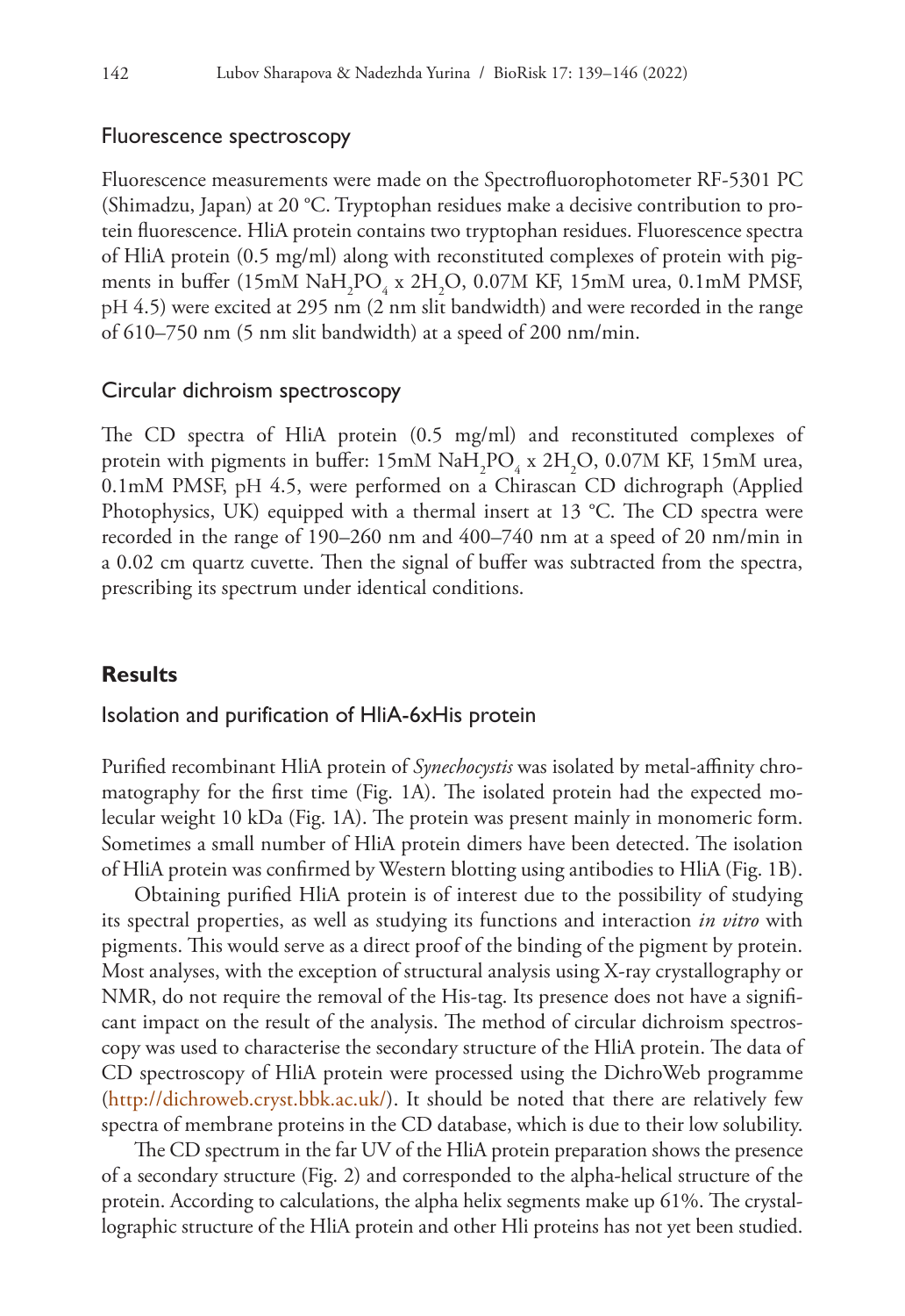### Fluorescence spectroscopy

Fluorescence measurements were made on the Spectrofluorophotometer RF-5301 PC (Shimadzu, Japan) at 20 °C. Tryptophan residues make a decisive contribution to protein fluorescence. HliA protein contains two tryptophan residues. Fluorescence spectra of HliA protein (0.5 mg/ml) along with reconstituted complexes of protein with pigments in buffer (15mM $NaH_2PO_4$ x $2H_2O$, 0.07M KF, 15mM urea, 0.1mM PMSF, pH 4.5) were excited at 295 nm (2 nm slit bandwidth) and were recorded in the range of 610–750 nm (5 nm slit bandwidth) at a speed of 200 nm/min.

### Circular dichroism spectroscopy

The CD spectra of HliA protein (0.5 mg/ml) and reconstituted complexes of protein with pigments in buffer: 15mM $NaH_2PO_4$ x $2H_2O$, 0.07M KF, 15mM urea, 0.1mM PMSF, pH 4.5, were performed on a Chirascan CD dichrograph (Applied Photophysics, UK) equipped with a thermal insert at 13 °C. The CD spectra were recorded in the range of 190–260 nm and 400–740 nm at a speed of 20 nm/min in a 0.02 cm quartz cuvette. Then the signal of buffer was subtracted from the spectra, prescribing its spectrum under identical conditions.

## Results

### Isolation and purification of HliA-6xHis protein

Purified recombinant HliA protein of *Synechocystis* was isolated by metal-affinity chromatography for the first time (Fig. 1A). The isolated protein had the expected molecular weight 10 kDa (Fig. 1A). The protein was present mainly in monomeric form. Sometimes a small number of HliA protein dimers have been detected. The isolation of HliA protein was confirmed by Western blotting using antibodies to HliA (Fig. 1B).

Obtaining purified HliA protein is of interest due to the possibility of studying its spectral properties, as well as studying its functions and interaction *in vitro* with pigments. This would serve as a direct proof of the binding of the pigment by protein. Most analyses, with the exception of structural analysis using X-ray crystallography or NMR, do not require the removal of the His-tag. Its presence does not have a significant impact on the result of the analysis. The method of circular dichroism spectroscopy was used to characterise the secondary structure of the HliA protein. The data of CD spectroscopy of HliA protein were processed using the DichroWeb programme (http://dichroweb.cryst.bbk.ac.uk/). It should be noted that there are relatively few spectra of membrane proteins in the CD database, which is due to their low solubility.

The CD spectrum in the far UV of the HliA protein preparation shows the presence of a secondary structure (Fig. 2) and corresponded to the alpha-helical structure of the protein. According to calculations, the alpha helix segments make up 61%. The crystallographic structure of the HliA protein and other Hli proteins has not yet been studied.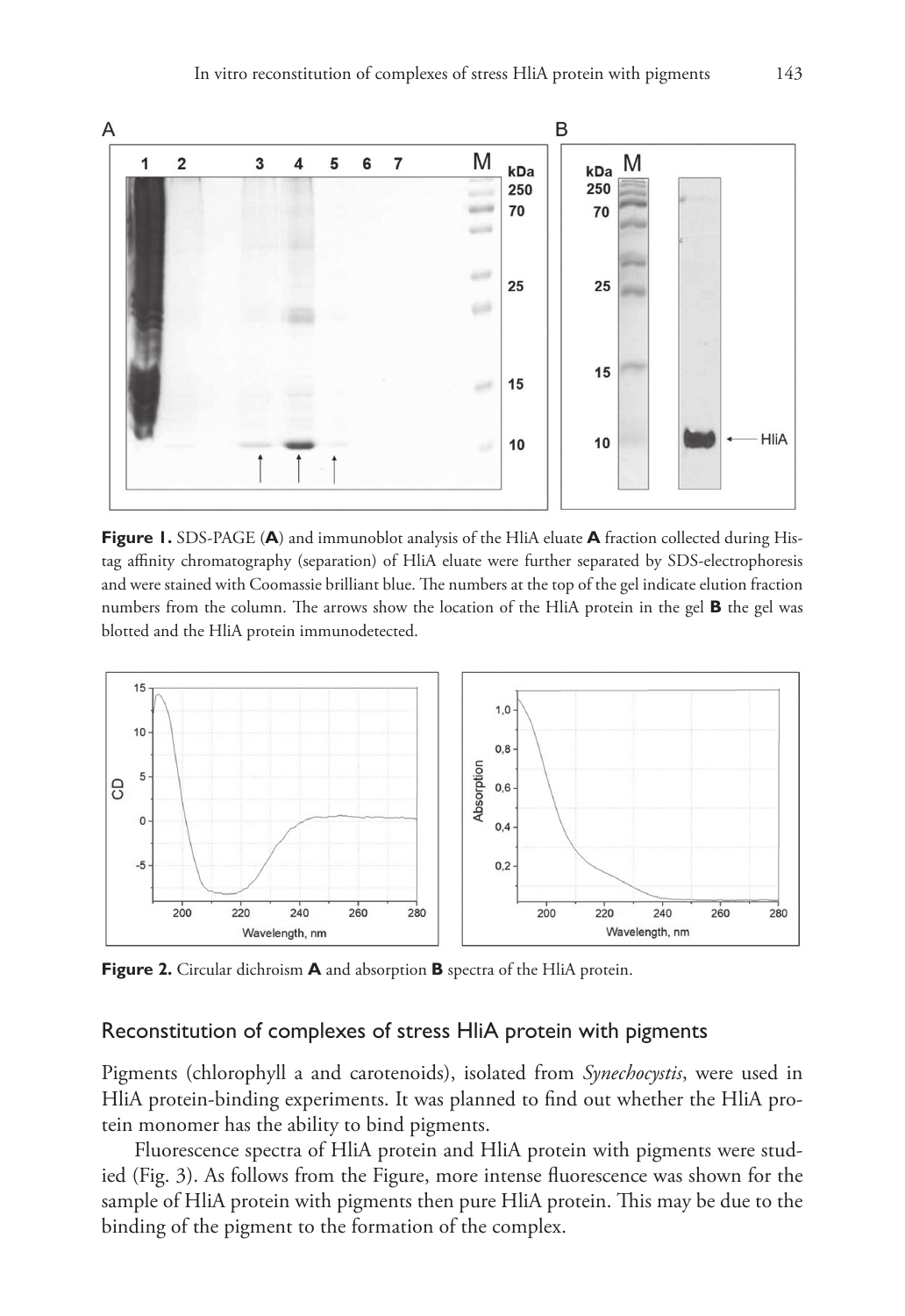**Figure 1.** SDS-PAGE (**A**) and immunoblot analysis of the HliA eluate **A** fraction collected during His-tag affinity chromatography (separation) of HliA eluate were further separated by SDS-electrophoresis and were stained with Coomassie brilliant blue. The numbers at the top of the gel indicate elution fraction numbers from the column. The arrows show the location of the HliA protein in the gel **B** the gel was blotted and the HliA protein immunodetected.

**Figure 2.** Circular dichroism **A** and absorption **B** spectra of the HliA protein.

## Reconstitution of complexes of stress HliA protein with pigments

Pigments (chlorophyll a and carotenoids), isolated from *Synechocystis*, were used in HliA protein-binding experiments. It was planned to find out whether the HliA protein monomer has the ability to bind pigments.

Fluorescence spectra of HliA protein and HliA protein with pigments were studied (Fig. 3). As follows from the Figure, more intense fluorescence was shown for the sample of HliA protein with pigments then pure HliA protein. This may be due to the binding of the pigment to the formation of the complex.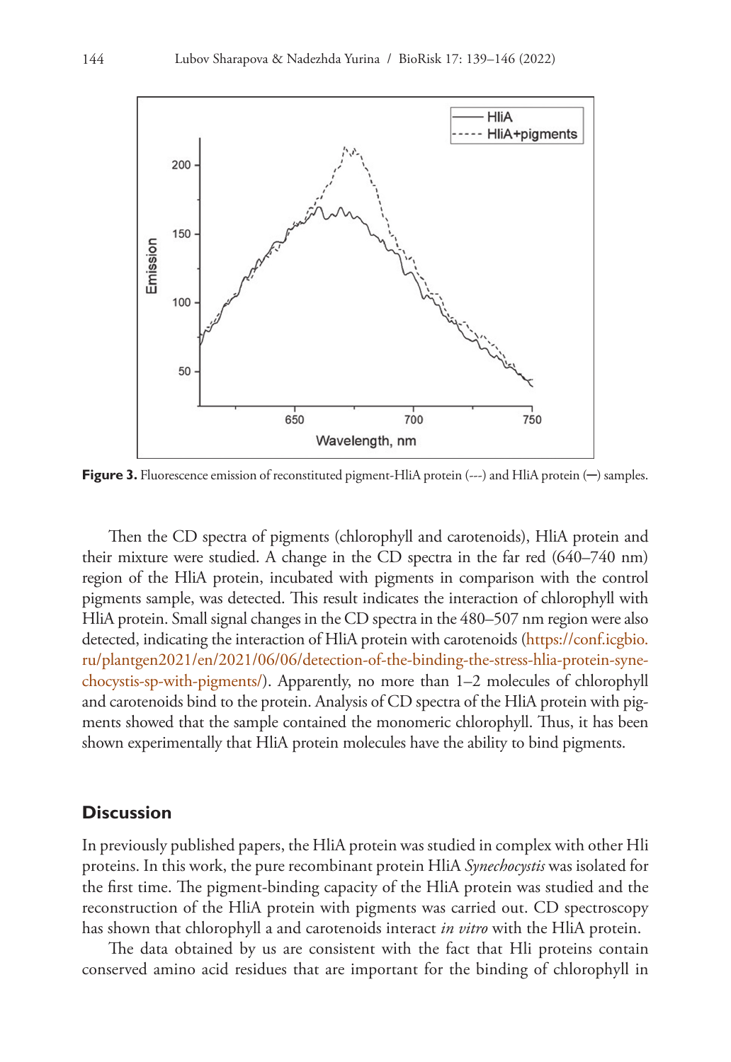**Figure 3.** Fluorescence emission of reconstituted pigment-HliA protein (---) and HliA protein (—) samples.

Then the CD spectra of pigments (chlorophyll and carotenoids), HliA protein and their mixture were studied. A change in the CD spectra in the far red (640–740 nm) region of the HliA protein, incubated with pigments in comparison with the control pigments sample, was detected. This result indicates the interaction of chlorophyll with HliA protein. Small signal changes in the CD spectra in the 480–507 nm region were also detected, indicating the interaction of HliA protein with carotenoids (https://conf.icgbio.ru/plantgen2021/en/2021/06/06/detection-of-the-binding-the-stress-hlia-protein-synechocystis-sp-with-pigments/). Apparently, no more than 1–2 molecules of chlorophyll and carotenoids bind to the protein. Analysis of CD spectra of the HliA protein with pigments showed that the sample contained the monomeric chlorophyll. Thus, it has been shown experimentally that HliA protein molecules have the ability to bind pigments.

## Discussion

In previously published papers, the HliA protein was studied in complex with other Hli proteins. In this work, the pure recombinant protein HliA *Synechocystis* was isolated for the first time. The pigment-binding capacity of the HliA protein was studied and the reconstruction of the HliA protein with pigments was carried out. CD spectroscopy has shown that chlorophyll a and carotenoids interact *in vitro* with the HliA protein.

The data obtained by us are consistent with the fact that Hli proteins contain conserved amino acid residues that are important for the binding of chlorophyll in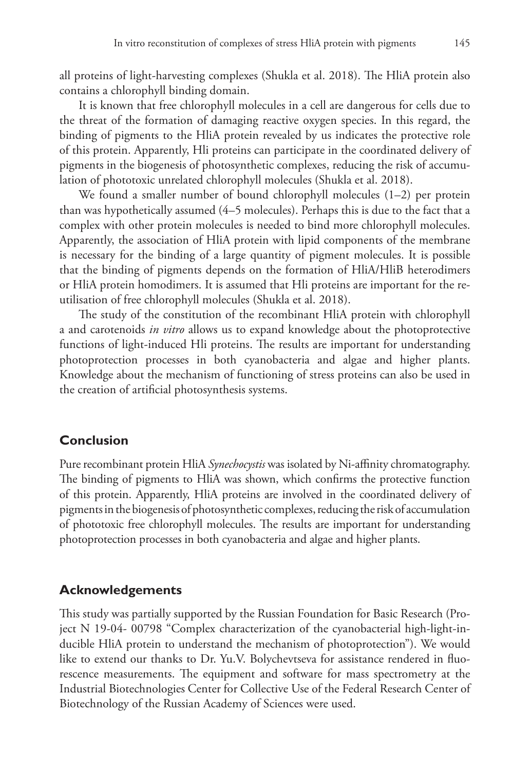all proteins of light-harvesting complexes (Shukla et al. 2018). The HliA protein also contains a chlorophyll binding domain.

It is known that free chlorophyll molecules in a cell are dangerous for cells due to the threat of the formation of damaging reactive oxygen species. In this regard, the binding of pigments to the HliA protein revealed by us indicates the protective role of this protein. Apparently, Hli proteins can participate in the coordinated delivery of pigments in the biogenesis of photosynthetic complexes, reducing the risk of accumulation of phototoxic unrelated chlorophyll molecules (Shukla et al. 2018).

We found a smaller number of bound chlorophyll molecules (1–2) per protein than was hypothetically assumed (4–5 molecules). Perhaps this is due to the fact that a complex with other protein molecules is needed to bind more chlorophyll molecules. Apparently, the association of HliA protein with lipid components of the membrane is necessary for the binding of a large quantity of pigment molecules. It is possible that the binding of pigments depends on the formation of HliA/HliB heterodimers or HliA protein homodimers. It is assumed that Hli proteins are important for the re-utilisation of free chlorophyll molecules (Shukla et al. 2018).

The study of the constitution of the recombinant HliA protein with chlorophyll a and carotenoids *in vitro* allows us to expand knowledge about the photoprotective functions of light-induced Hli proteins. The results are important for understanding photoprotection processes in both cyanobacteria and algae and higher plants. Knowledge about the mechanism of functioning of stress proteins can also be used in the creation of artificial photosynthesis systems.

## Conclusion

Pure recombinant protein HliA *Synechocystis* was isolated by Ni-affinity chromatography. The binding of pigments to HliA was shown, which confirms the protective function of this protein. Apparently, HliA proteins are involved in the coordinated delivery of pigments in the biogenesis of photosynthetic complexes, reducing the risk of accumulation of phototoxic free chlorophyll molecules. The results are important for understanding photoprotection processes in both cyanobacteria and algae and higher plants.

## Acknowledgements

This study was partially supported by the Russian Foundation for Basic Research (Project N 19-04- 00798 "Complex characterization of the cyanobacterial high-light-inducible HliA protein to understand the mechanism of photoprotection"). We would like to extend our thanks to Dr. Yu.V. Bolychevtseva for assistance rendered in fluorescence measurements. The equipment and software for mass spectrometry at the Industrial Biotechnologies Center for Collective Use of the Federal Research Center of Biotechnology of the Russian Academy of Sciences were used.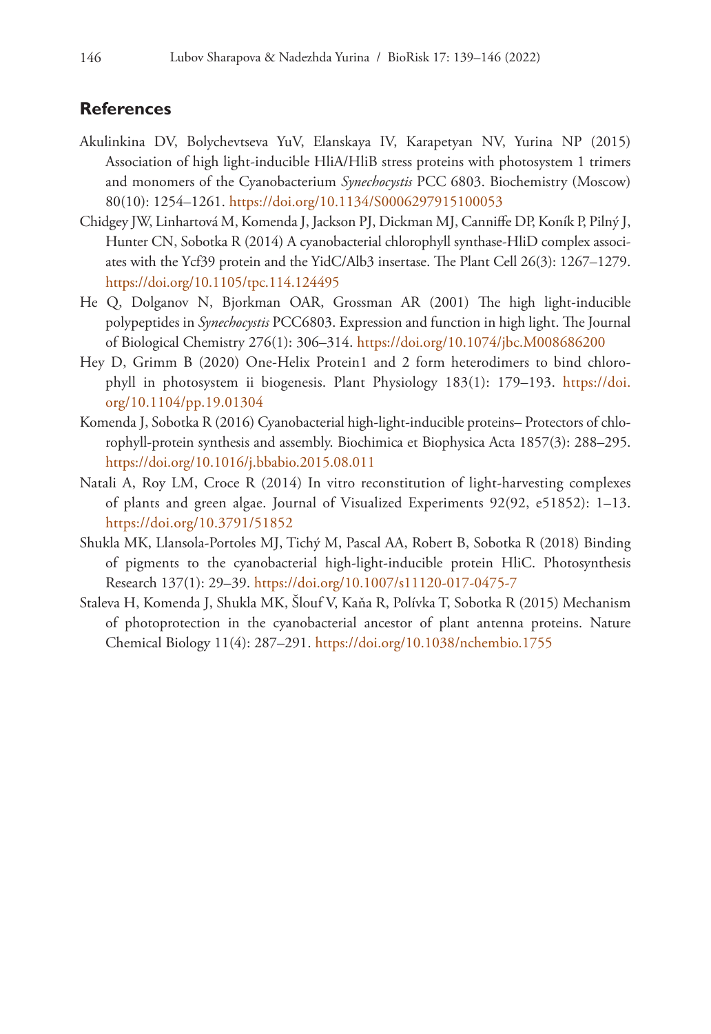## References

Akulinkina DV, Bolychevtseva YuV, Elanskaya IV, Karapetyan NV, Yurina NP (2015) Association of high light-inducible HliA/HliB stress proteins with photosystem 1 trimers and monomers of the Cyanobacterium *Synechocystis* PCC 6803. Biochemistry (Moscow) 80(10): 1254–1261. https://doi.org/10.1134/S0006297915100053

Chidgey JW, Linhartová M, Komenda J, Jackson PJ, Dickman MJ, Canniffe DP, Koník P, Pilný J, Hunter CN, Sobotka R (2014) A cyanobacterial chlorophyll synthase-HliD complex associates with the Ycf39 protein and the YidC/Alb3 insertase. The Plant Cell 26(3): 1267–1279. https://doi.org/10.1105/tpc.114.124495

He Q, Dolganov N, Bjorkman OAR, Grossman AR (2001) The high light-inducible polypeptides in *Synechocystis* PCC6803. Expression and function in high light. The Journal of Biological Chemistry 276(1): 306–314. https://doi.org/10.1074/jbc.M008686200

Hey D, Grimm B (2020) One-Helix Protein1 and 2 form heterodimers to bind chlorophyll in photosystem ii biogenesis. Plant Physiology 183(1): 179–193. https://doi.org/10.1104/pp.19.01304

Komenda J, Sobotka R (2016) Cyanobacterial high-light-inducible proteins– Protectors of chlorophyll-protein synthesis and assembly. Biochimica et Biophysica Acta 1857(3): 288–295. https://doi.org/10.1016/j.bbabio.2015.08.011

Natali A, Roy LM, Croce R (2014) In vitro reconstitution of light-harvesting complexes of plants and green algae. Journal of Visualized Experiments 92(92, e51852): 1–13. https://doi.org/10.3791/51852

Shukla MK, Llansola-Portoles MJ, Tichý M, Pascal AA, Robert B, Sobotka R (2018) Binding of pigments to the cyanobacterial high-light-inducible protein HliC. Photosynthesis Research 137(1): 29–39. https://doi.org/10.1007/s11120-017-0475-7

Staleva H, Komenda J, Shukla MK, Šlouf V, Kaňa R, Polívka T, Sobotka R (2015) Mechanism of photoprotection in the cyanobacterial ancestor of plant antenna proteins. Nature Chemical Biology 11(4): 287–291. https://doi.org/10.1038/nchembio.1755